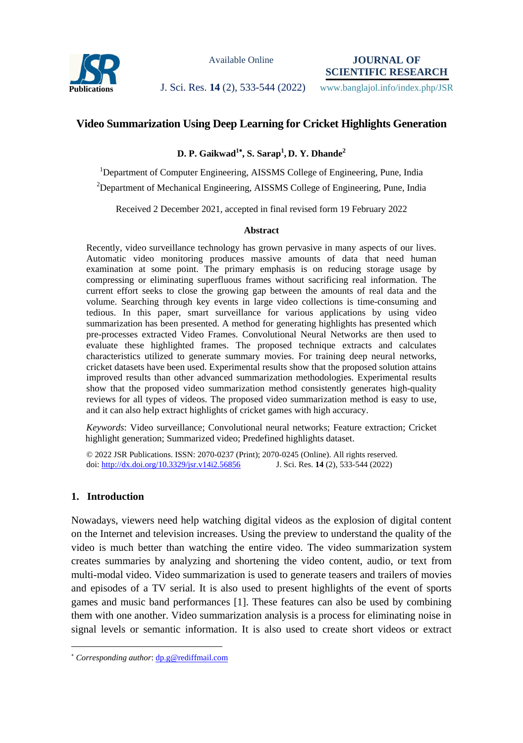# Video Summarization Using Deep Learning for Cricket Highlights Generation

**D. P. Gaikwad[1*], S. Sarap[1], D. Y. Dhande[2]**

[1]Department of Computer Engineering, AISSMS College of Engineering, Pune, India

[2]Department of Mechanical Engineering, AISSMS College of Engineering, Pune, India

Received 2 December 2021, accepted in final revised form 19 February 2022

### Abstract

Recently, video surveillance technology has grown pervasive in many aspects of our lives. Automatic video monitoring produces massive amounts of data that need human examination at some point. The primary emphasis is on reducing storage usage by compressing or eliminating superfluous frames without sacrificing real information. The current effort seeks to close the growing gap between the amounts of real data and the volume. Searching through key events in large video collections is time-consuming and tedious. In this paper, smart surveillance for various applications by using video summarization has been presented. A method for generating highlights has presented which pre-processes extracted Video Frames. Convolutional Neural Networks are then used to evaluate these highlighted frames. The proposed technique extracts and calculates characteristics utilized to generate summary movies. For training deep neural networks, cricket datasets have been used. Experimental results show that the proposed solution attains improved results than other advanced summarization methodologies. Experimental results show that the proposed video summarization method consistently generates high-quality reviews for all types of videos. The proposed video summarization method is easy to use, and it can also help extract highlights of cricket games with high accuracy.

*Keywords*: Video surveillance; Convolutional neural networks; Feature extraction; Cricket highlight generation; Summarized video; Predefined highlights dataset.

© 2022 JSR Publications. ISSN: 2070-0237 (Print); 2070-0245 (Online). All rights reserved.
doi: http://dx.doi.org/10.3329/jsr.v14i2.56856 J. Sci. Res. **14** (2), 533-544 (2022)

## 1. Introduction

Nowadays, viewers need help watching digital videos as the explosion of digital content on the Internet and television increases. Using the preview to understand the quality of the video is much better than watching the entire video. The video summarization system creates summaries by analyzing and shortening the video content, audio, or text from multi-modal video. Video summarization is used to generate teasers and trailers of movies and episodes of a TV serial. It is also used to present highlights of the event of sports games and music band performances [1]. These features can also be used by combining them with one another. Video summarization analysis is a process for eliminating noise in signal levels or semantic information. It is also used to create short videos or extract

---

[*] *Corresponding author*: dp.g@rediffmail.com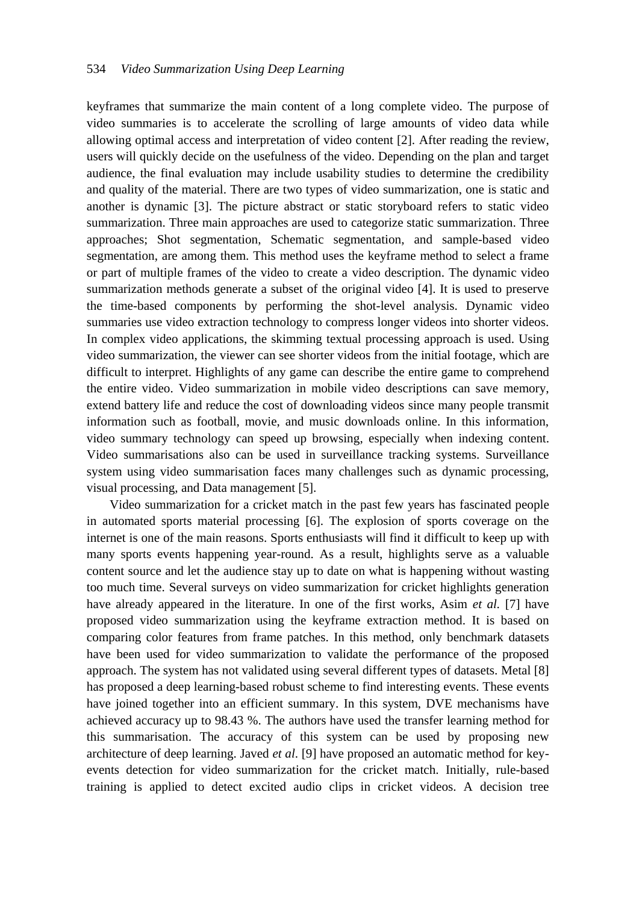keyframes that summarize the main content of a long complete video. The purpose of video summaries is to accelerate the scrolling of large amounts of video data while allowing optimal access and interpretation of video content [2]. After reading the review, users will quickly decide on the usefulness of the video. Depending on the plan and target audience, the final evaluation may include usability studies to determine the credibility and quality of the material. There are two types of video summarization, one is static and another is dynamic [3]. The picture abstract or static storyboard refers to static video summarization. Three main approaches are used to categorize static summarization. Three approaches; Shot segmentation, Schematic segmentation, and sample-based video segmentation, are among them. This method uses the keyframe method to select a frame or part of multiple frames of the video to create a video description. The dynamic video summarization methods generate a subset of the original video [4]. It is used to preserve the time-based components by performing the shot-level analysis. Dynamic video summaries use video extraction technology to compress longer videos into shorter videos. In complex video applications, the skimming textual processing approach is used. Using video summarization, the viewer can see shorter videos from the initial footage, which are difficult to interpret. Highlights of any game can describe the entire game to comprehend the entire video. Video summarization in mobile video descriptions can save memory, extend battery life and reduce the cost of downloading videos since many people transmit information such as football, movie, and music downloads online. In this information, video summary technology can speed up browsing, especially when indexing content. Video summarisations also can be used in surveillance tracking systems. Surveillance system using video summarisation faces many challenges such as dynamic processing, visual processing, and Data management [5].

Video summarization for a cricket match in the past few years has fascinated people in automated sports material processing [6]. The explosion of sports coverage on the internet is one of the main reasons. Sports enthusiasts will find it difficult to keep up with many sports events happening year-round. As a result, highlights serve as a valuable content source and let the audience stay up to date on what is happening without wasting too much time. Several surveys on video summarization for cricket highlights generation have already appeared in the literature. In one of the first works, Asim *et al.* [7] have proposed video summarization using the keyframe extraction method. It is based on comparing color features from frame patches. In this method, only benchmark datasets have been used for video summarization to validate the performance of the proposed approach. The system has not validated using several different types of datasets. Metal [8] has proposed a deep learning-based robust scheme to find interesting events. These events have joined together into an efficient summary. In this system, DVE mechanisms have achieved accuracy up to 98.43 %. The authors have used the transfer learning method for this summarisation. The accuracy of this system can be used by proposing new architecture of deep learning. Javed *et al*. [9] have proposed an automatic method for key-events detection for video summarization for the cricket match. Initially, rule-based training is applied to detect excited audio clips in cricket videos. A decision tree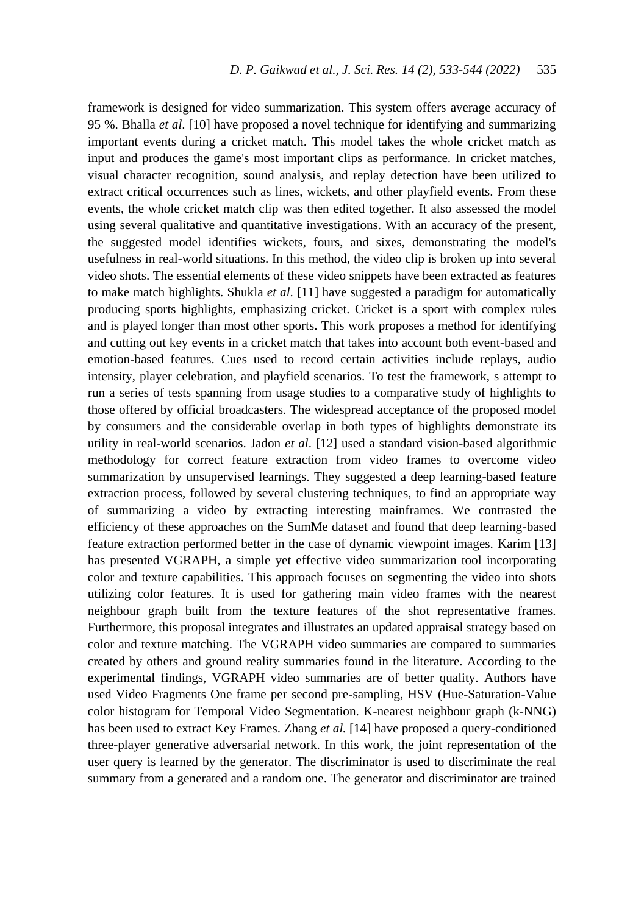framework is designed for video summarization. This system offers average accuracy of 95 %. Bhalla *et al*. [10] have proposed a novel technique for identifying and summarizing important events during a cricket match. This model takes the whole cricket match as input and produces the game's most important clips as performance. In cricket matches, visual character recognition, sound analysis, and replay detection have been utilized to extract critical occurrences such as lines, wickets, and other playfield events. From these events, the whole cricket match clip was then edited together. It also assessed the model using several qualitative and quantitative investigations. With an accuracy of the present, the suggested model identifies wickets, fours, and sixes, demonstrating the model's usefulness in real-world situations. In this method, the video clip is broken up into several video shots. The essential elements of these video snippets have been extracted as features to make match highlights. Shukla *et al*. [11] have suggested a paradigm for automatically producing sports highlights, emphasizing cricket. Cricket is a sport with complex rules and is played longer than most other sports. This work proposes a method for identifying and cutting out key events in a cricket match that takes into account both event-based and emotion-based features. Cues used to record certain activities include replays, audio intensity, player celebration, and playfield scenarios. To test the framework, s attempt to run a series of tests spanning from usage studies to a comparative study of highlights to those offered by official broadcasters. The widespread acceptance of the proposed model by consumers and the considerable overlap in both types of highlights demonstrate its utility in real-world scenarios. Jadon *et al*. [12] used a standard vision-based algorithmic methodology for correct feature extraction from video frames to overcome video summarization by unsupervised learnings. They suggested a deep learning-based feature extraction process, followed by several clustering techniques, to find an appropriate way of summarizing a video by extracting interesting mainframes. We contrasted the efficiency of these approaches on the SumMe dataset and found that deep learning-based feature extraction performed better in the case of dynamic viewpoint images. Karim [13] has presented VGRAPH, a simple yet effective video summarization tool incorporating color and texture capabilities. This approach focuses on segmenting the video into shots utilizing color features. It is used for gathering main video frames with the nearest neighbour graph built from the texture features of the shot representative frames. Furthermore, this proposal integrates and illustrates an updated appraisal strategy based on color and texture matching. The VGRAPH video summaries are compared to summaries created by others and ground reality summaries found in the literature. According to the experimental findings, VGRAPH video summaries are of better quality. Authors have used Video Fragments One frame per second pre-sampling, HSV (Hue-Saturation-Value color histogram for Temporal Video Segmentation. K-nearest neighbour graph (k-NNG) has been used to extract Key Frames. Zhang *et al.* [14] have proposed a query-conditioned three-player generative adversarial network. In this work, the joint representation of the user query is learned by the generator. The discriminator is used to discriminate the real summary from a generated and a random one. The generator and discriminator are trained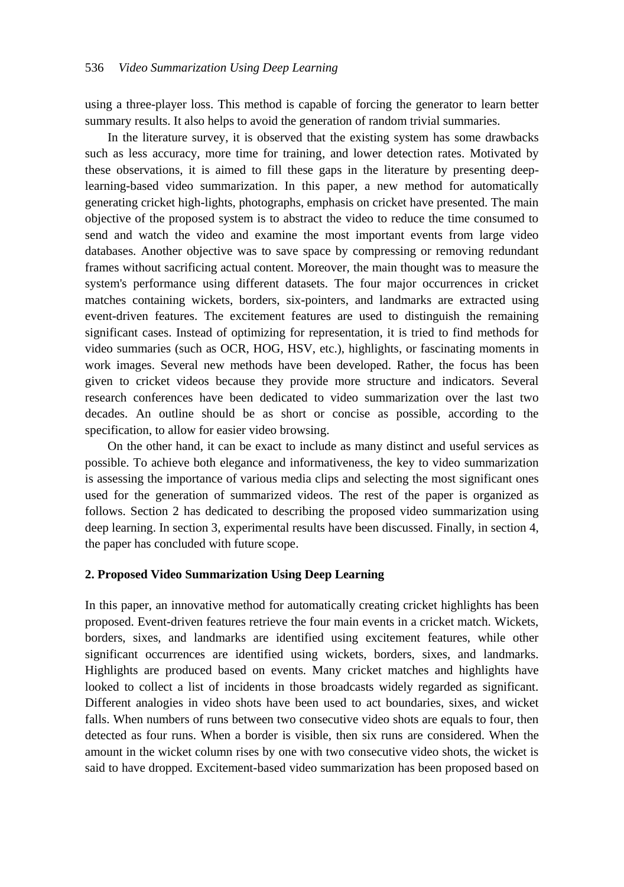using a three-player loss. This method is capable of forcing the generator to learn better summary results. It also helps to avoid the generation of random trivial summaries.

In the literature survey, it is observed that the existing system has some drawbacks such as less accuracy, more time for training, and lower detection rates. Motivated by these observations, it is aimed to fill these gaps in the literature by presenting deep-learning-based video summarization. In this paper, a new method for automatically generating cricket high-lights, photographs, emphasis on cricket have presented. The main objective of the proposed system is to abstract the video to reduce the time consumed to send and watch the video and examine the most important events from large video databases. Another objective was to save space by compressing or removing redundant frames without sacrificing actual content. Moreover, the main thought was to measure the system's performance using different datasets. The four major occurrences in cricket matches containing wickets, borders, six-pointers, and landmarks are extracted using event-driven features. The excitement features are used to distinguish the remaining significant cases. Instead of optimizing for representation, it is tried to find methods for video summaries (such as OCR, HOG, HSV, etc.), highlights, or fascinating moments in work images. Several new methods have been developed. Rather, the focus has been given to cricket videos because they provide more structure and indicators. Several research conferences have been dedicated to video summarization over the last two decades. An outline should be as short or concise as possible, according to the specification, to allow for easier video browsing.

On the other hand, it can be exact to include as many distinct and useful services as possible. To achieve both elegance and informativeness, the key to video summarization is assessing the importance of various media clips and selecting the most significant ones used for the generation of summarized videos. The rest of the paper is organized as follows. Section 2 has dedicated to describing the proposed video summarization using deep learning. In section 3, experimental results have been discussed. Finally, in section 4, the paper has concluded with future scope.

## 2. Proposed Video Summarization Using Deep Learning

In this paper, an innovative method for automatically creating cricket highlights has been proposed. Event-driven features retrieve the four main events in a cricket match. Wickets, borders, sixes, and landmarks are identified using excitement features, while other significant occurrences are identified using wickets, borders, sixes, and landmarks. Highlights are produced based on events. Many cricket matches and highlights have looked to collect a list of incidents in those broadcasts widely regarded as significant. Different analogies in video shots have been used to act boundaries, sixes, and wicket falls. When numbers of runs between two consecutive video shots are equals to four, then detected as four runs. When a border is visible, then six runs are considered. When the amount in the wicket column rises by one with two consecutive video shots, the wicket is said to have dropped. Excitement-based video summarization has been proposed based on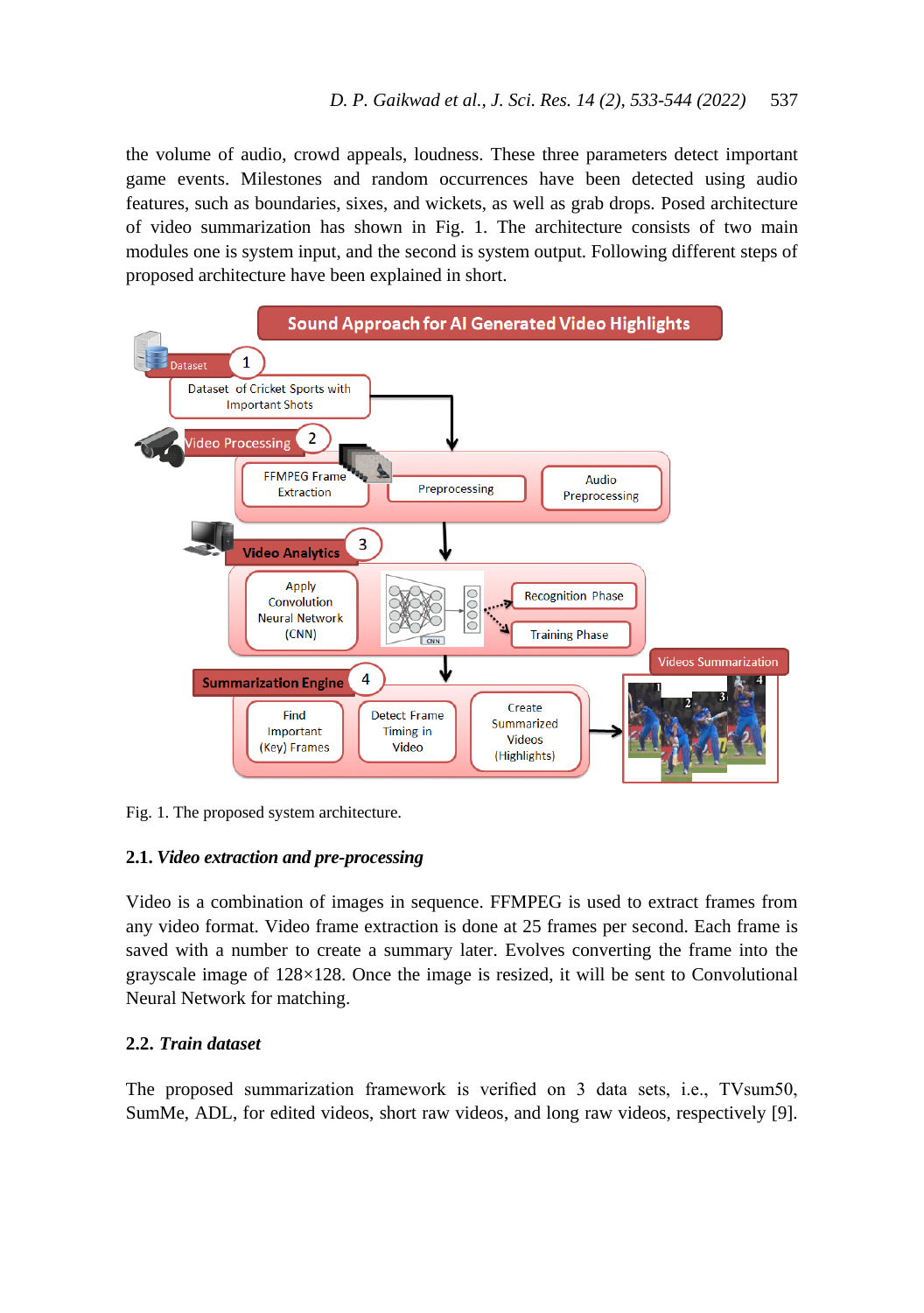the volume of audio, crowd appeals, loudness. These three parameters detect important game events. Milestones and random occurrences have been detected using audio features, such as boundaries, sixes, and wickets, as well as grab drops. Posed architecture of video summarization has shown in Fig. 1. The architecture consists of two main modules one is system input, and the second is system output. Following different steps of proposed architecture have been explained in short.

Fig. 1. The proposed system architecture.

### 2.1. *Video extraction and pre-processing*

Video is a combination of images in sequence. FFMPEG is used to extract frames from any video format. Video frame extraction is done at 25 frames per second. Each frame is saved with a number to create a summary later. Evolves converting the frame into the grayscale image of 128×128. Once the image is resized, it will be sent to Convolutional Neural Network for matching.

### 2.2. *Train dataset*

The proposed summarization framework is verified on 3 data sets, i.e., TVsum50, SumMe, ADL, for edited videos, short raw videos, and long raw videos, respectively [9].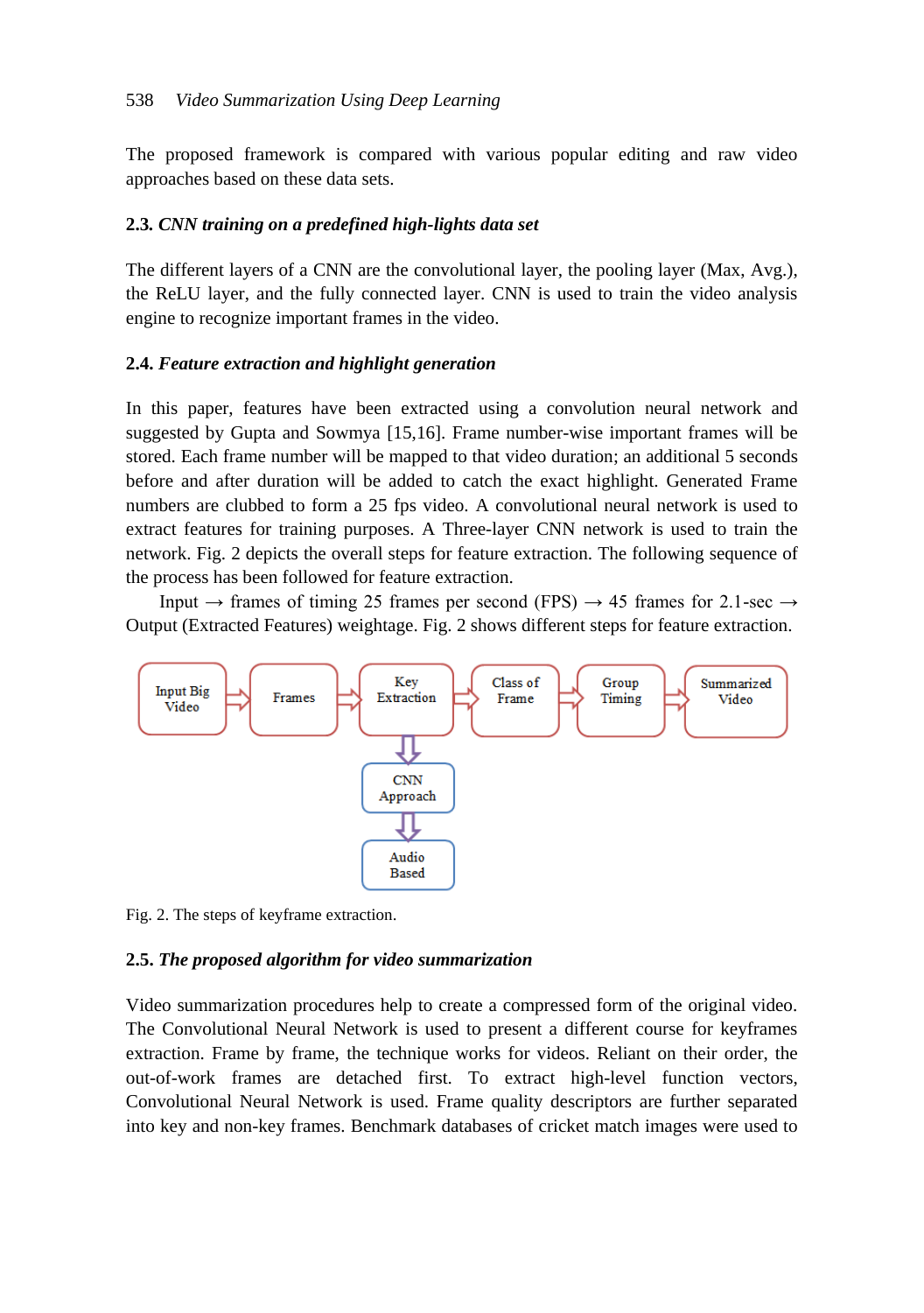The proposed framework is compared with various popular editing and raw video approaches based on these data sets.

### 2.3. *CNN training on a predefined high-lights data set*

The different layers of a CNN are the convolutional layer, the pooling layer (Max, Avg.), the ReLU layer, and the fully connected layer. CNN is used to train the video analysis engine to recognize important frames in the video.

### 2.4. *Feature extraction and highlight generation*

In this paper, features have been extracted using a convolution neural network and suggested by Gupta and Sowmya [15,16]. Frame number-wise important frames will be stored. Each frame number will be mapped to that video duration; an additional 5 seconds before and after duration will be added to catch the exact highlight. Generated Frame numbers are clubbed to form a 25 fps video. A convolutional neural network is used to extract features for training purposes. A Three-layer CNN network is used to train the network. Fig. 2 depicts the overall steps for feature extraction. The following sequence of the process has been followed for feature extraction.

Input → frames of timing 25 frames per second (FPS) → 45 frames for 2.1-sec → Output (Extracted Features) weightage. Fig. 2 shows different steps for feature extraction.

Input Big Video → Frames → Key Extraction → Class of Frame → Group Timing → Summarized Video

Key Extraction ↓ CNN Approach ↓ Audio Based

Fig. 2. The steps of keyframe extraction.

### 2.5. *The proposed algorithm for video summarization*

Video summarization procedures help to create a compressed form of the original video. The Convolutional Neural Network is used to present a different course for keyframes extraction. Frame by frame, the technique works for videos. Reliant on their order, the out-of-work frames are detached first. To extract high-level function vectors, Convolutional Neural Network is used. Frame quality descriptors are further separated into key and non-key frames. Benchmark databases of cricket match images were used to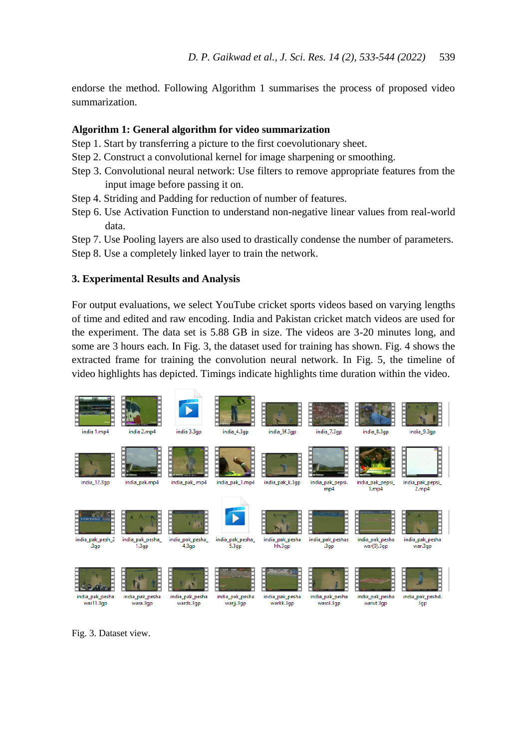endorse the method. Following Algorithm 1 summarises the process of proposed video summarization.

**Algorithm 1: General algorithm for video summarization**

Step 1. Start by transferring a picture to the first coevolutionary sheet.

Step 2. Construct a convolutional kernel for image sharpening or smoothing.

Step 3. Convolutional neural network: Use filters to remove appropriate features from the input image before passing it on.

Step 4. Striding and Padding for reduction of number of features.

Step 6. Use Activation Function to understand non-negative linear values from real-world data.

Step 7. Use Pooling layers are also used to drastically condense the number of parameters.

Step 8. Use a completely linked layer to train the network.

## 3. Experimental Results and Analysis

For output evaluations, we select YouTube cricket sports videos based on varying lengths of time and edited and raw encoding. India and Pakistan cricket match videos are used for the experiment. The data set is 5.88 GB in size. The videos are 3-20 minutes long, and some are 3 hours each. In Fig. 3, the dataset used for training has shown. Fig. 4 shows the extracted frame for training the convolution neural network. In Fig. 5, the timeline of video highlights has depicted. Timings indicate highlights time duration within the video.

Fig. 3. Dataset view.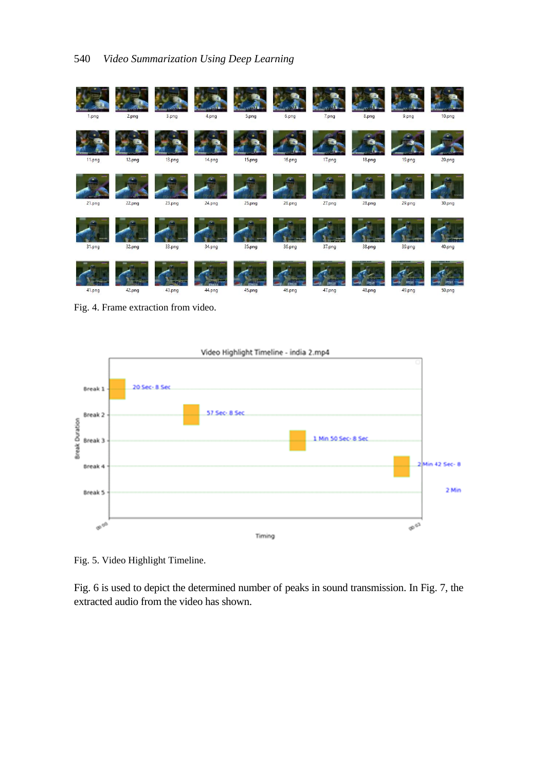Fig. 4. Frame extraction from video.

Fig. 5. Video Highlight Timeline.

Fig. 6 is used to depict the determined number of peaks in sound transmission. In Fig. 7, the extracted audio from the video has shown.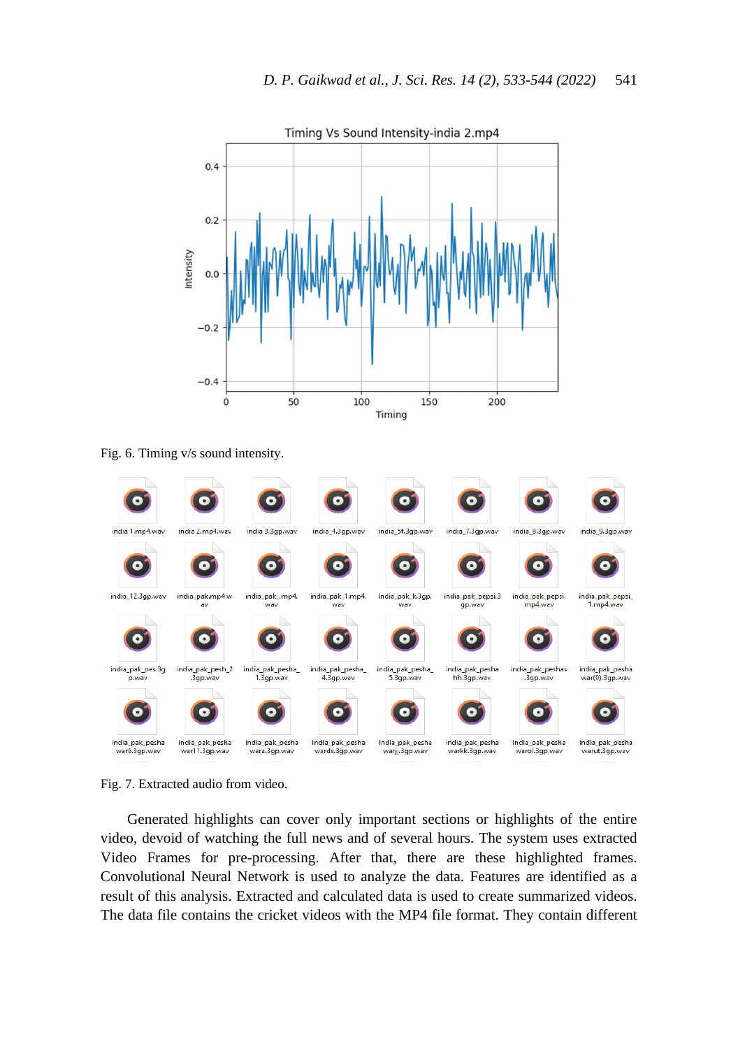Fig. 6. Timing v/s sound intensity.

Fig. 7. Extracted audio from video.

Generated highlights can cover only important sections or highlights of the entire video, devoid of watching the full news and of several hours. The system uses extracted Video Frames for pre-processing. After that, there are these highlighted frames. Convolutional Neural Network is used to analyze the data. Features are identified as a result of this analysis. Extracted and calculated data is used to create summarized videos. The data file contains the cricket videos with the MP4 file format. They contain different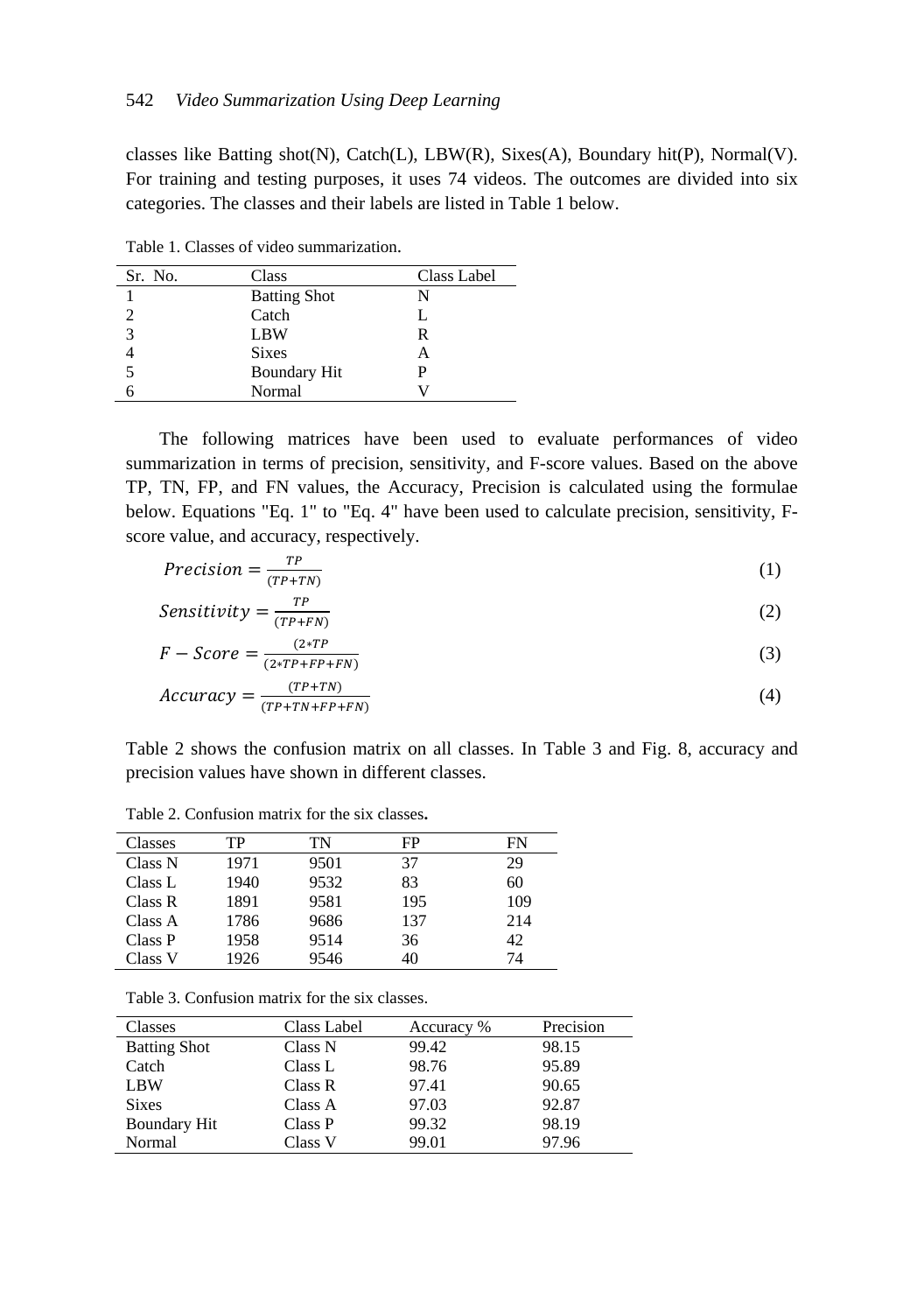classes like Batting shot(N), Catch(L), LBW(R), Sixes(A), Boundary hit(P), Normal(V). For training and testing purposes, it uses 74 videos. The outcomes are divided into six categories. The classes and their labels are listed in Table 1 below.

Table 1. Classes of video summarization.

| Sr. No. | Class | Class Label |
|---|---|---|
| 1 | Batting Shot | N |
| 2 | Catch | L |
| 3 | LBW | R |
| 4 | Sixes | A |
| 5 | Boundary Hit | P |
| 6 | Normal | V |

The following matrices have been used to evaluate performances of video summarization in terms of precision, sensitivity, and F-score values. Based on the above TP, TN, FP, and FN values, the Accuracy, Precision is calculated using the formulae below. Equations "Eq. 1" to "Eq. 4" have been used to calculate precision, sensitivity, F-score value, and accuracy, respectively.

$$Precision = \frac{TP}{(TP+TN)} \tag{1}$$

$$Sensitivity = \frac{TP}{(TP+FN)} \tag{2}$$

$$F - Score = \frac{(2*TP}{(2*TP+FP+FN)} \tag{3}$$

$$Accuracy = \frac{(TP+TN)}{(TP+TN+FP+FN)} \tag{4}$$

Table 2 shows the confusion matrix on all classes. In Table 3 and Fig. 8, accuracy and precision values have shown in different classes.

Table 2. Confusion matrix for the six classes.

| Classes | TP | TN | FP | FN |
|---|---|---|---|---|
| Class N | 1971 | 9501 | 37 | 29 |
| Class L | 1940 | 9532 | 83 | 60 |
| Class R | 1891 | 9581 | 195 | 109 |
| Class A | 1786 | 9686 | 137 | 214 |
| Class P | 1958 | 9514 | 36 | 42 |
| Class V | 1926 | 9546 | 40 | 74 |

Table 3. Confusion matrix for the six classes.

| Classes | Class Label | Accuracy % | Precision |
|---|---|---|---|
| Batting Shot | Class N | 99.42 | 98.15 |
| Catch | Class L | 98.76 | 95.89 |
| LBW | Class R | 97.41 | 90.65 |
| Sixes | Class A | 97.03 | 92.87 |
| Boundary Hit | Class P | 99.32 | 98.19 |
| Normal | Class V | 99.01 | 97.96 |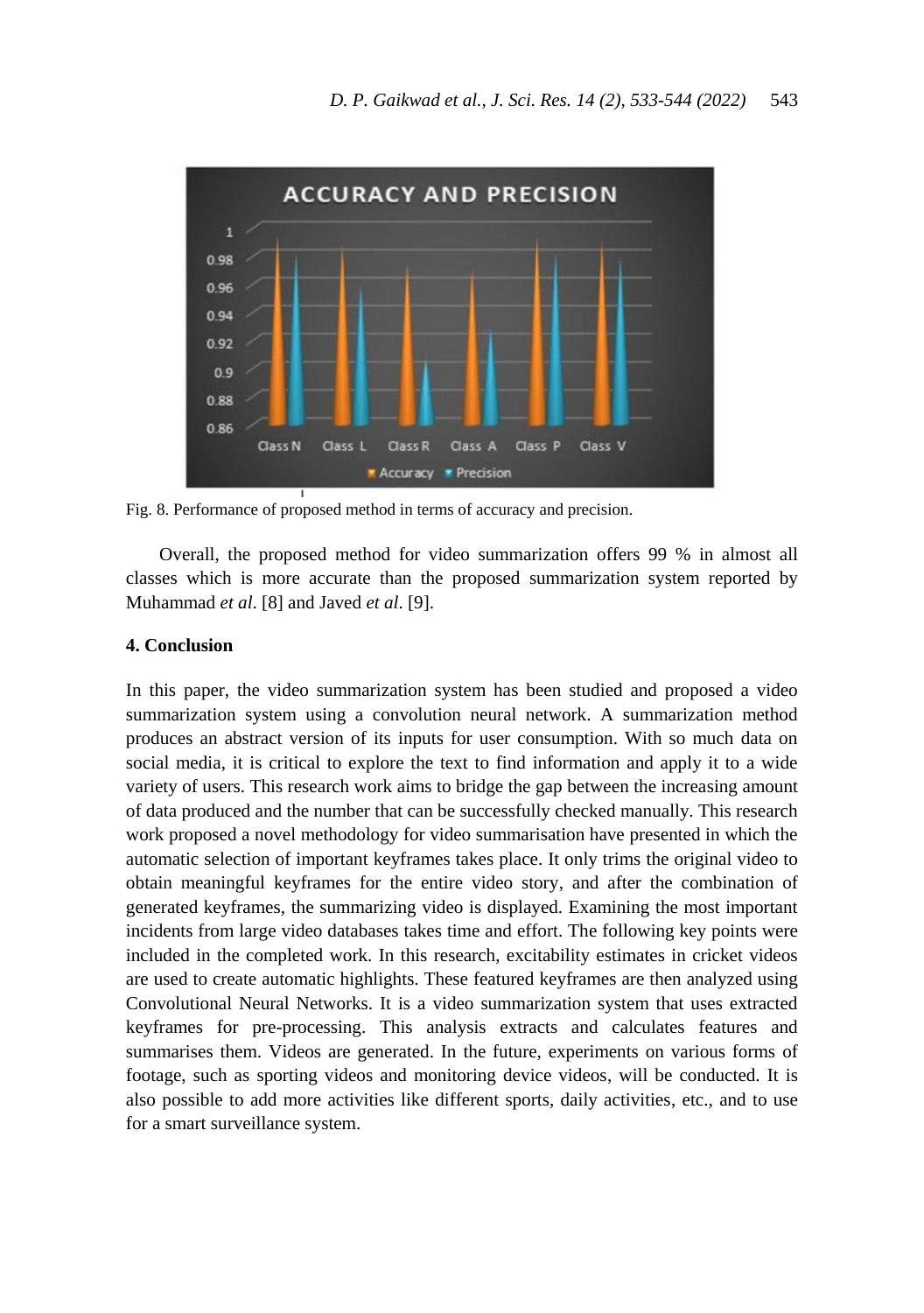Fig. 8. Performance of proposed method in terms of accuracy and precision.

Overall, the proposed method for video summarization offers 99 % in almost all classes which is more accurate than the proposed summarization system reported by Muhammad *et al*. [8] and Javed *et al*. [9].

## 4. Conclusion

In this paper, the video summarization system has been studied and proposed a video summarization system using a convolution neural network. A summarization method produces an abstract version of its inputs for user consumption. With so much data on social media, it is critical to explore the text to find information and apply it to a wide variety of users. This research work aims to bridge the gap between the increasing amount of data produced and the number that can be successfully checked manually. This research work proposed a novel methodology for video summarisation have presented in which the automatic selection of important keyframes takes place. It only trims the original video to obtain meaningful keyframes for the entire video story, and after the combination of generated keyframes, the summarizing video is displayed. Examining the most important incidents from large video databases takes time and effort. The following key points were included in the completed work. In this research, excitability estimates in cricket videos are used to create automatic highlights. These featured keyframes are then analyzed using Convolutional Neural Networks. It is a video summarization system that uses extracted keyframes for pre-processing. This analysis extracts and calculates features and summarises them. Videos are generated. In the future, experiments on various forms of footage, such as sporting videos and monitoring device videos, will be conducted. It is also possible to add more activities like different sports, daily activities, etc., and to use for a smart surveillance system.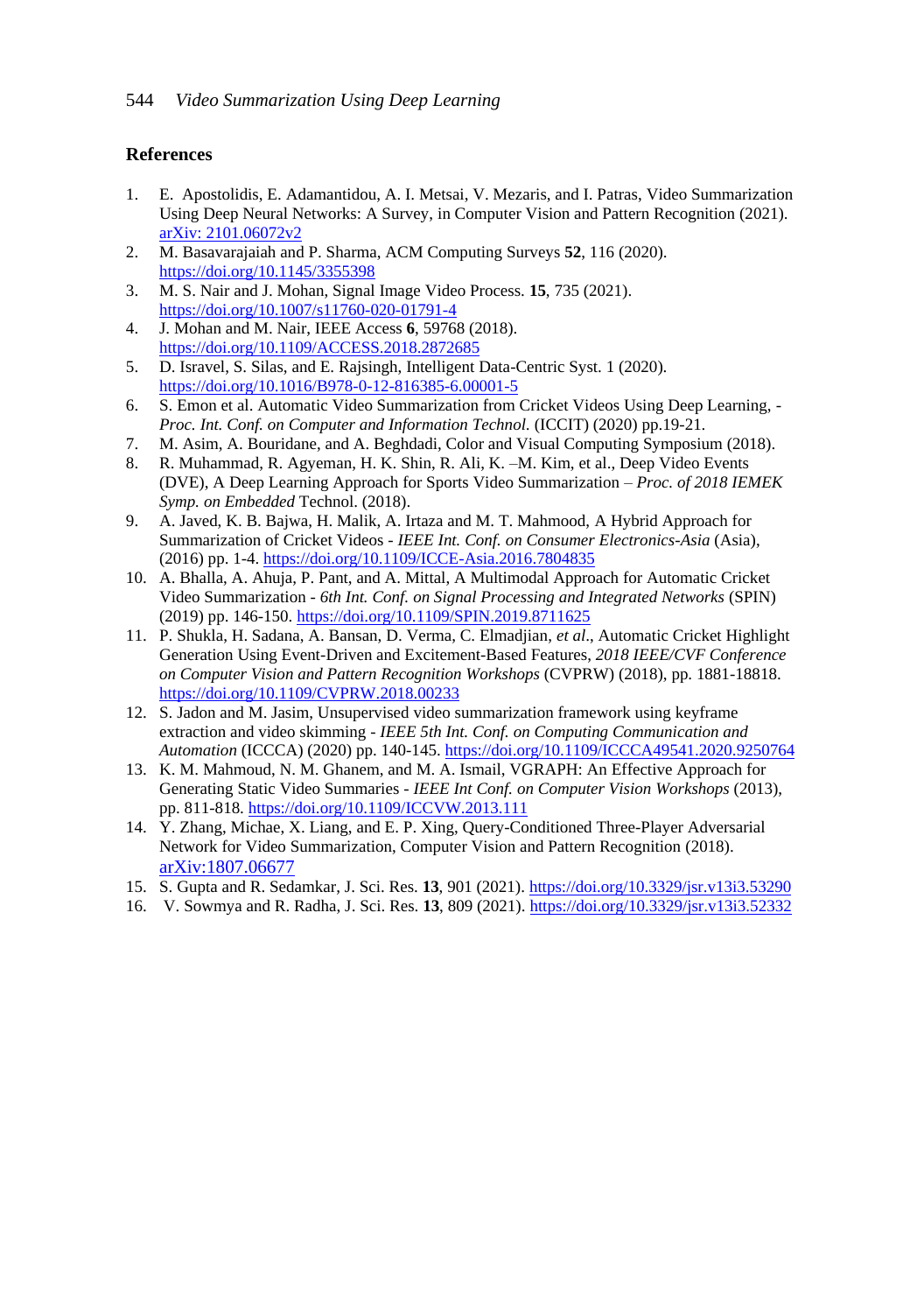## References

1. E. Apostolidis, E. Adamantidou, A. I. Metsai, V. Mezaris, and I. Patras, Video Summarization Using Deep Neural Networks: A Survey, in Computer Vision and Pattern Recognition (2021). arXiv: 2101.06072v2
2. M. Basavarajaiah and P. Sharma, ACM Computing Surveys **52**, 116 (2020). https://doi.org/10.1145/3355398
3. M. S. Nair and J. Mohan, Signal Image Video Process. **15**, 735 (2021). https://doi.org/10.1007/s11760-020-01791-4
4. J. Mohan and M. Nair, IEEE Access **6**, 59768 (2018). https://doi.org/10.1109/ACCESS.2018.2872685
5. D. Isravel, S. Silas, and E. Rajsingh, Intelligent Data-Centric Syst. 1 (2020). https://doi.org/10.1016/B978-0-12-816385-6.00001-5
6. S. Emon et al. Automatic Video Summarization from Cricket Videos Using Deep Learning, - *Proc. Int. Conf. on Computer and Information Technol.* (ICCIT) (2020) pp.19-21.
7. M. Asim, A. Bouridane, and A. Beghdadi, Color and Visual Computing Symposium (2018).
8. R. Muhammad, R. Agyeman, H. K. Shin, R. Ali, K. –M. Kim, et al., Deep Video Events (DVE), A Deep Learning Approach for Sports Video Summarization – *Proc. of 2018 IEMEK Symp. on Embedded* Technol. (2018).
9. A. Javed, K. B. Bajwa, H. Malik, A. Irtaza and M. T. Mahmood, A Hybrid Approach for Summarization of Cricket Videos - *IEEE Int. Conf. on Consumer Electronics-Asia* (Asia), (2016) pp. 1-4. https://doi.org/10.1109/ICCE-Asia.2016.7804835
10. A. Bhalla, A. Ahuja, P. Pant, and A. Mittal, A Multimodal Approach for Automatic Cricket Video Summarization - *6th Int. Conf. on Signal Processing and Integrated Networks* (SPIN) (2019) pp. 146-150. https://doi.org/10.1109/SPIN.2019.8711625
11. P. Shukla, H. Sadana, A. Bansan, D. Verma, C. Elmadjian, *et al*., Automatic Cricket Highlight Generation Using Event-Driven and Excitement-Based Features, *2018 IEEE/CVF Conference on Computer Vision and Pattern Recognition Workshops* (CVPRW) (2018), pp. 1881-18818. https://doi.org/10.1109/CVPRW.2018.00233
12. S. Jadon and M. Jasim, Unsupervised video summarization framework using keyframe extraction and video skimming - *IEEE 5th Int. Conf. on Computing Communication and Automation* (ICCCA) (2020) pp. 140-145. https://doi.org/10.1109/ICCCA49541.2020.9250764
13. K. M. Mahmoud, N. M. Ghanem, and M. A. Ismail, VGRAPH: An Effective Approach for Generating Static Video Summaries - *IEEE Int Conf. on Computer Vision Workshops* (2013), pp. 811-818. https://doi.org/10.1109/ICCVW.2013.111
14. Y. Zhang, Michae, X. Liang, and E. P. Xing, Query-Conditioned Three-Player Adversarial Network for Video Summarization, Computer Vision and Pattern Recognition (2018). arXiv:1807.06677
15. S. Gupta and R. Sedamkar, J. Sci. Res. **13**, 901 (2021). https://doi.org/10.3329/jsr.v13i3.53290
16. V. Sowmya and R. Radha, J. Sci. Res. **13**, 809 (2021). https://doi.org/10.3329/jsr.v13i3.52332